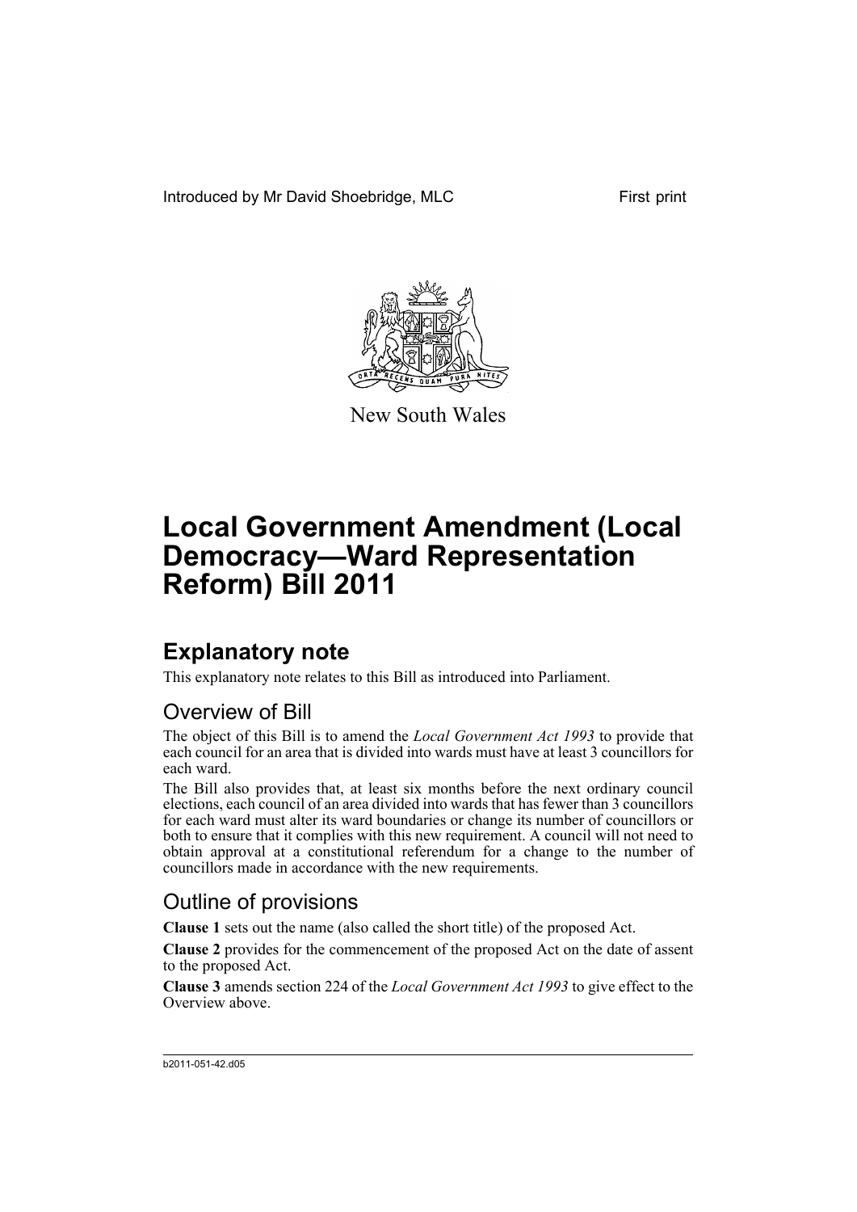Introduced by Mr David Shoebridge, MLC

First print

New South Wales

# Local Government Amendment (Local Democracy—Ward Representation Reform) Bill 2011

## Explanatory note

This explanatory note relates to this Bill as introduced into Parliament.

### Overview of Bill

The object of this Bill is to amend the *Local Government Act 1993* to provide that each council for an area that is divided into wards must have at least 3 councillors for each ward.

The Bill also provides that, at least six months before the next ordinary council elections, each council of an area divided into wards that has fewer than 3 councillors for each ward must alter its ward boundaries or change its number of councillors or both to ensure that it complies with this new requirement. A council will not need to obtain approval at a constitutional referendum for a change to the number of councillors made in accordance with the new requirements.

### Outline of provisions

**Clause 1** sets out the name (also called the short title) of the proposed Act.

**Clause 2** provides for the commencement of the proposed Act on the date of assent to the proposed Act.

**Clause 3** amends section 224 of the *Local Government Act 1993* to give effect to the Overview above.

b2011-051-42.d05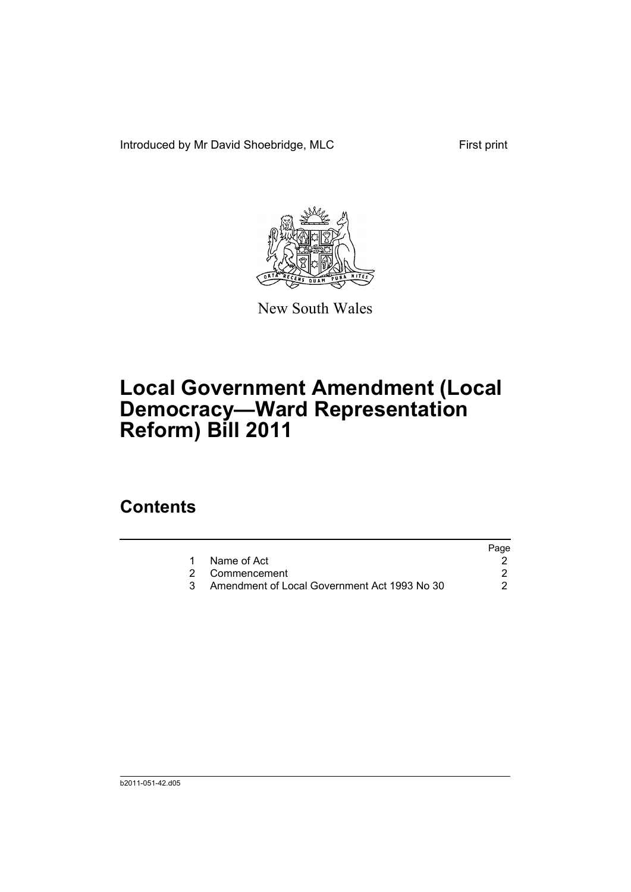Introduced by Mr David Shoebridge, MLC First print

New South Wales

# Local Government Amendment (Local Democracy—Ward Representation Reform) Bill 2011

## Contents

| | | Page |
|---|---|---|
| 1 | Name of Act | 2 |
| 2 | Commencement | 2 |
| 3 | Amendment of Local Government Act 1993 No 30 | 2 |

b2011-051-42.d05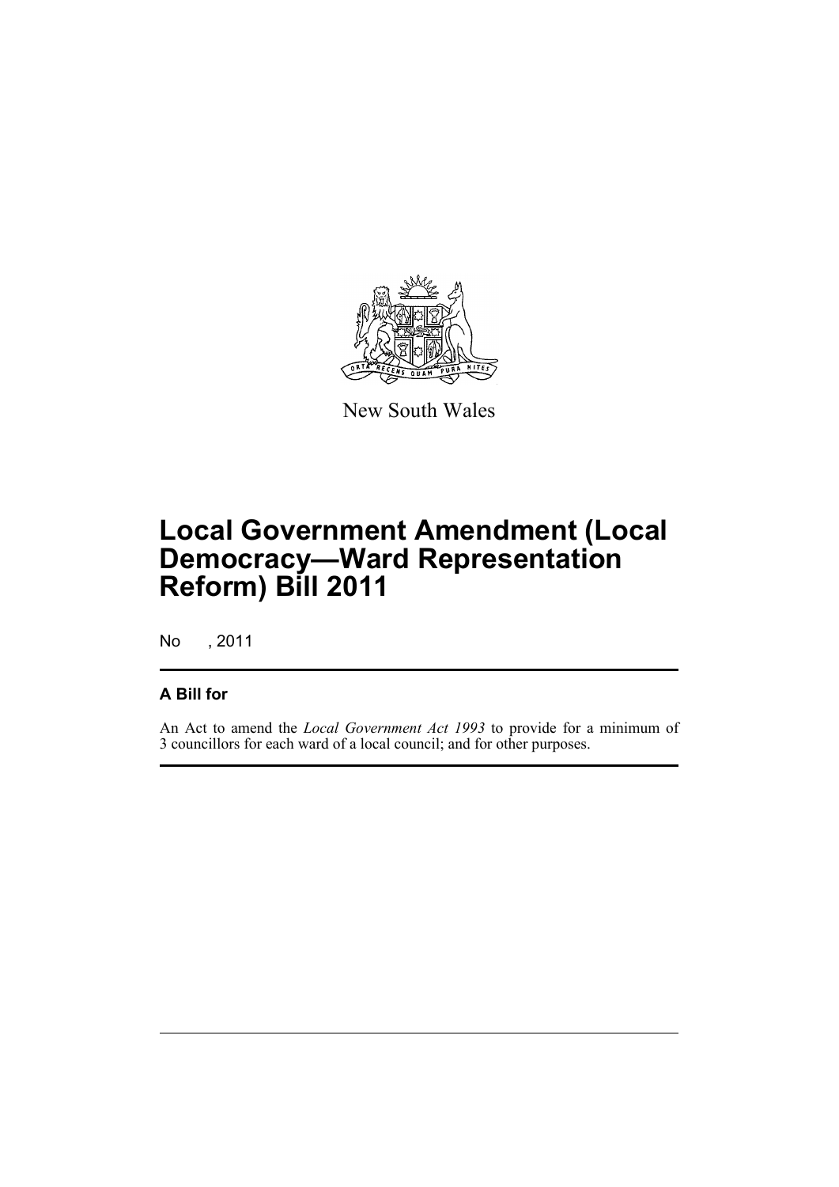New South Wales

# Local Government Amendment (Local Democracy—Ward Representation Reform) Bill 2011

No , 2011

## A Bill for

An Act to amend the *Local Government Act 1993* to provide for a minimum of 3 councillors for each ward of a local council; and for other purposes.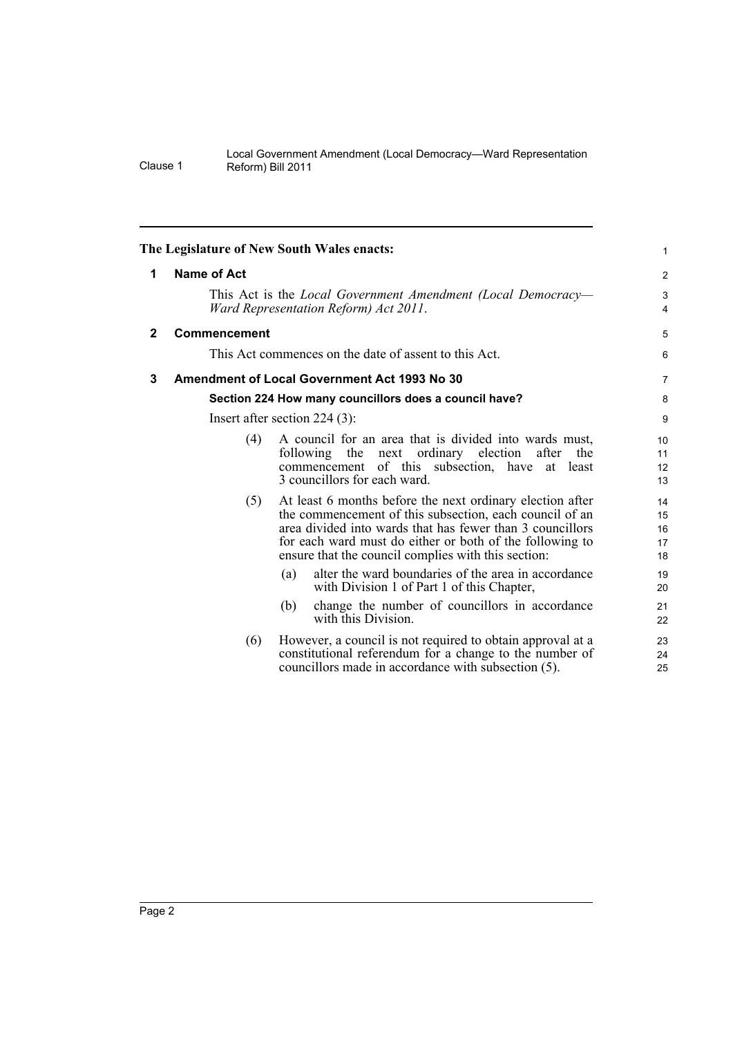The Legislature of New South Wales enacts:

## 1 Name of Act

This Act is the *Local Government Amendment (Local Democracy—Ward Representation Reform) Act 2011*.

## 2 Commencement

This Act commences on the date of assent to this Act.

## 3 Amendment of Local Government Act 1993 No 30

### Section 224 How many councillors does a council have?

Insert after section 224 (3):

(4) A council for an area that is divided into wards must, following the next ordinary election after the commencement of this subsection, have at least 3 councillors for each ward.

(5) At least 6 months before the next ordinary election after the commencement of this subsection, each council of an area divided into wards that has fewer than 3 councillors for each ward must do either or both of the following to ensure that the council complies with this section:

(a) alter the ward boundaries of the area in accordance with Division 1 of Part 1 of this Chapter,

(b) change the number of councillors in accordance with this Division.

(6) However, a council is not required to obtain approval at a constitutional referendum for a change to the number of councillors made in accordance with subsection (5).